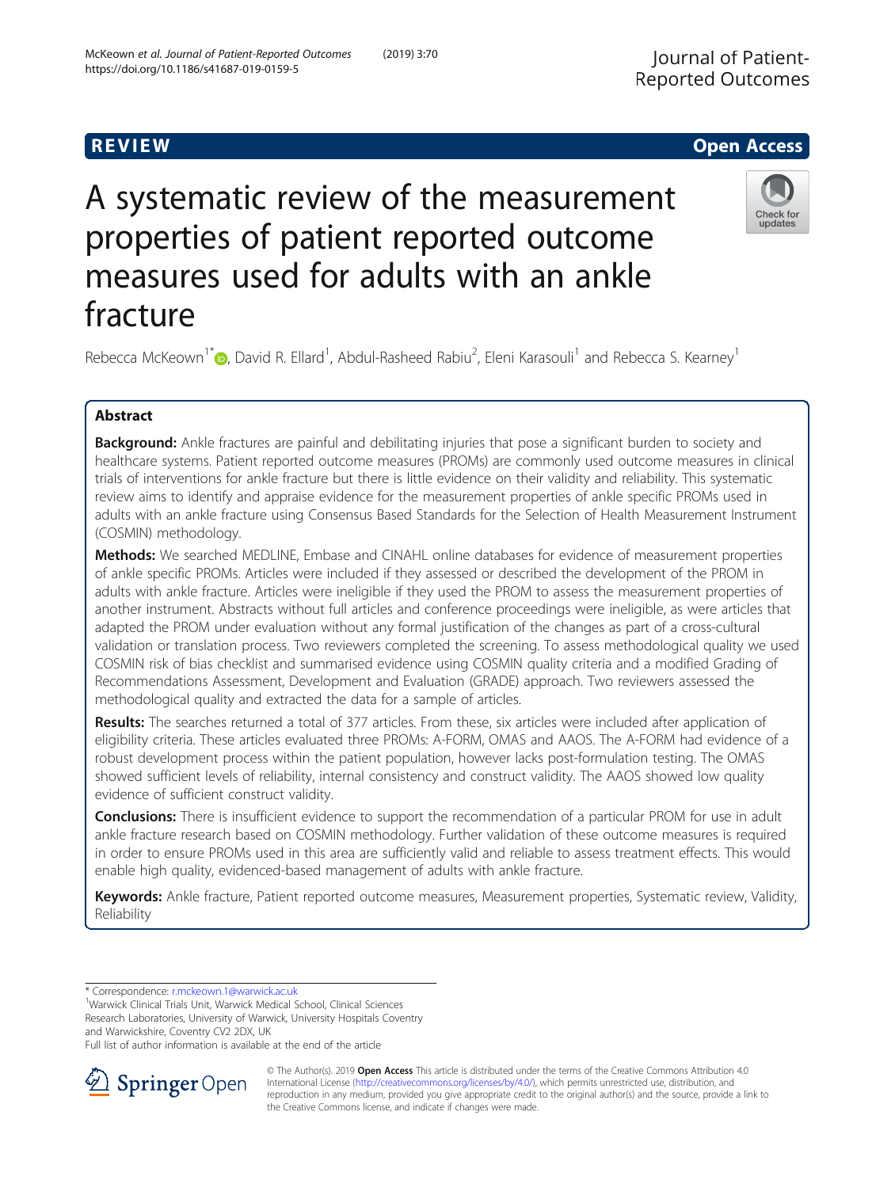REVIEW

Open Access

# A systematic review of the measurement properties of patient reported outcome measures used for adults with an ankle fracture

Rebecca McKeown[1*], David R. Ellard[1], Abdul-Rasheed Rabiu[2], Eleni Karasouli[1] and Rebecca S. Kearney[1]

## Abstract

**Background:** Ankle fractures are painful and debilitating injuries that pose a significant burden to society and healthcare systems. Patient reported outcome measures (PROMs) are commonly used outcome measures in clinical trials of interventions for ankle fracture but there is little evidence on their validity and reliability. This systematic review aims to identify and appraise evidence for the measurement properties of ankle specific PROMs used in adults with an ankle fracture using Consensus Based Standards for the Selection of Health Measurement Instrument (COSMIN) methodology.

**Methods:** We searched MEDLINE, Embase and CINAHL online databases for evidence of measurement properties of ankle specific PROMs. Articles were included if they assessed or described the development of the PROM in adults with ankle fracture. Articles were ineligible if they used the PROM to assess the measurement properties of another instrument. Abstracts without full articles and conference proceedings were ineligible, as were articles that adapted the PROM under evaluation without any formal justification of the changes as part of a cross-cultural validation or translation process. Two reviewers completed the screening. To assess methodological quality we used COSMIN risk of bias checklist and summarised evidence using COSMIN quality criteria and a modified Grading of Recommendations Assessment, Development and Evaluation (GRADE) approach. Two reviewers assessed the methodological quality and extracted the data for a sample of articles.

**Results:** The searches returned a total of 377 articles. From these, six articles were included after application of eligibility criteria. These articles evaluated three PROMs: A-FORM, OMAS and AAOS. The A-FORM had evidence of a robust development process within the patient population, however lacks post-formulation testing. The OMAS showed sufficient levels of reliability, internal consistency and construct validity. The AAOS showed low quality evidence of sufficient construct validity.

**Conclusions:** There is insufficient evidence to support the recommendation of a particular PROM for use in adult ankle fracture research based on COSMIN methodology. Further validation of these outcome measures is required in order to ensure PROMs used in this area are sufficiently valid and reliable to assess treatment effects. This would enable high quality, evidenced-based management of adults with ankle fracture.

**Keywords:** Ankle fracture, Patient reported outcome measures, Measurement properties, Systematic review, Validity, Reliability

---

* Correspondence: r.mckeown.1@warwick.ac.uk
[1]Warwick Clinical Trials Unit, Warwick Medical School, Clinical Sciences Research Laboratories, University of Warwick, University Hospitals Coventry and Warwickshire, Coventry CV2 2DX, UK
Full list of author information is available at the end of the article

© The Author(s). 2019 **Open Access** This article is distributed under the terms of the Creative Commons Attribution 4.0 International License (http://creativecommons.org/licenses/by/4.0/), which permits unrestricted use, distribution, and reproduction in any medium, provided you give appropriate credit to the original author(s) and the source, provide a link to the Creative Commons license, and indicate if changes were made.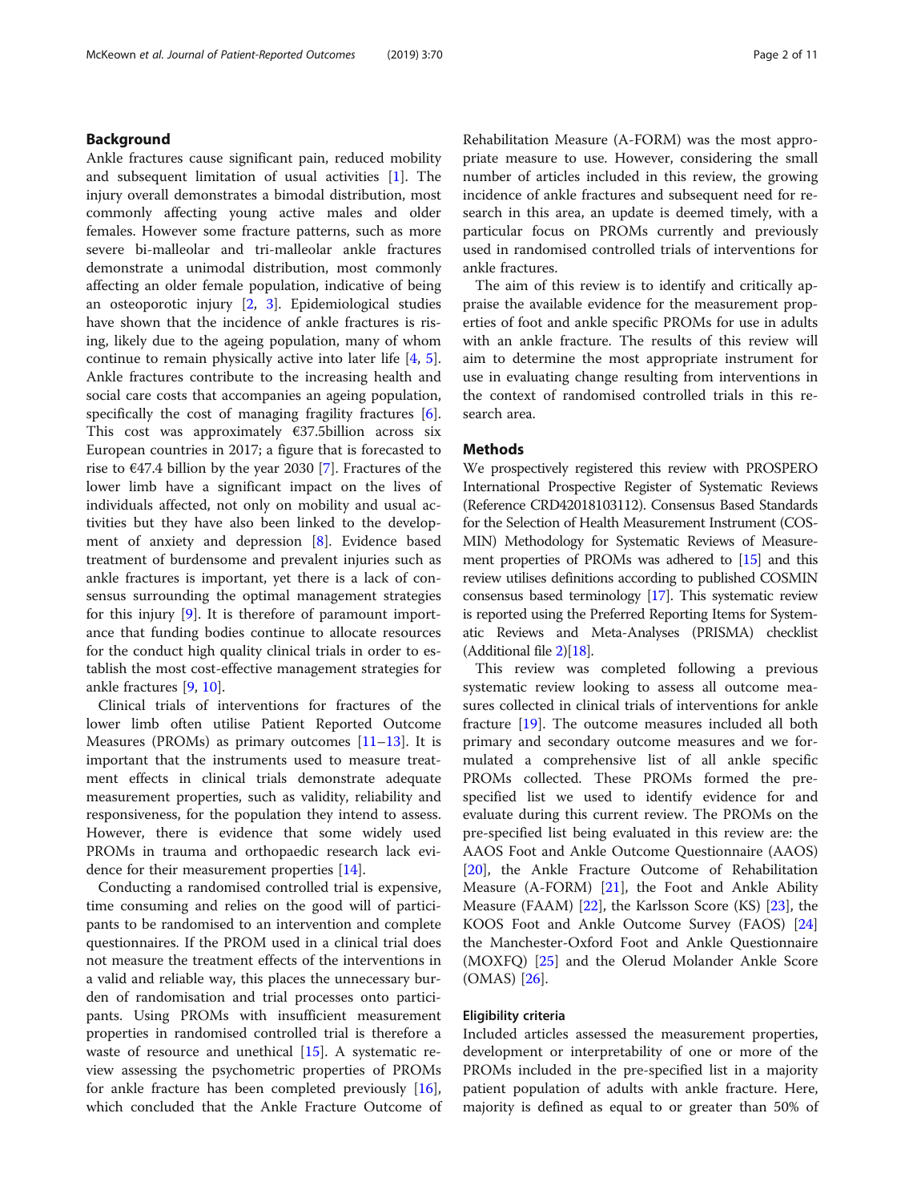## Background

Ankle fractures cause significant pain, reduced mobility and subsequent limitation of usual activities [1]. The injury overall demonstrates a bimodal distribution, most commonly affecting young active males and older females. However some fracture patterns, such as more severe bi-malleolar and tri-malleolar ankle fractures demonstrate a unimodal distribution, most commonly affecting an older female population, indicative of being an osteoporotic injury [2, 3]. Epidemiological studies have shown that the incidence of ankle fractures is rising, likely due to the ageing population, many of whom continue to remain physically active into later life [4, 5]. Ankle fractures contribute to the increasing health and social care costs that accompanies an ageing population, specifically the cost of managing fragility fractures [6]. This cost was approximately €37.5billion across six European countries in 2017; a figure that is forecasted to rise to €47.4 billion by the year 2030 [7]. Fractures of the lower limb have a significant impact on the lives of individuals affected, not only on mobility and usual activities but they have also been linked to the development of anxiety and depression [8]. Evidence based treatment of burdensome and prevalent injuries such as ankle fractures is important, yet there is a lack of consensus surrounding the optimal management strategies for this injury [9]. It is therefore of paramount importance that funding bodies continue to allocate resources for the conduct high quality clinical trials in order to establish the most cost-effective management strategies for ankle fractures [9, 10].

Clinical trials of interventions for fractures of the lower limb often utilise Patient Reported Outcome Measures (PROMs) as primary outcomes [11–13]. It is important that the instruments used to measure treatment effects in clinical trials demonstrate adequate measurement properties, such as validity, reliability and responsiveness, for the population they intend to assess. However, there is evidence that some widely used PROMs in trauma and orthopaedic research lack evidence for their measurement properties [14].

Conducting a randomised controlled trial is expensive, time consuming and relies on the good will of participants to be randomised to an intervention and complete questionnaires. If the PROM used in a clinical trial does not measure the treatment effects of the interventions in a valid and reliable way, this places the unnecessary burden of randomisation and trial processes onto participants. Using PROMs with insufficient measurement properties in randomised controlled trial is therefore a waste of resource and unethical [15]. A systematic review assessing the psychometric properties of PROMs for ankle fracture has been completed previously [16], which concluded that the Ankle Fracture Outcome of Rehabilitation Measure (A-FORM) was the most appropriate measure to use. However, considering the small number of articles included in this review, the growing incidence of ankle fractures and subsequent need for research in this area, an update is deemed timely, with a particular focus on PROMs currently and previously used in randomised controlled trials of interventions for ankle fractures.

The aim of this review is to identify and critically appraise the available evidence for the measurement properties of foot and ankle specific PROMs for use in adults with an ankle fracture. The results of this review will aim to determine the most appropriate instrument for use in evaluating change resulting from interventions in the context of randomised controlled trials in this research area.

## Methods

We prospectively registered this review with PROSPERO International Prospective Register of Systematic Reviews (Reference CRD42018103112). Consensus Based Standards for the Selection of Health Measurement Instrument (COSMIN) Methodology for Systematic Reviews of Measurement properties of PROMs was adhered to [15] and this review utilises definitions according to published COSMIN consensus based terminology [17]. This systematic review is reported using the Preferred Reporting Items for Systematic Reviews and Meta-Analyses (PRISMA) checklist (Additional file 2)[18].

This review was completed following a previous systematic review looking to assess all outcome measures collected in clinical trials of interventions for ankle fracture [19]. The outcome measures included all both primary and secondary outcome measures and we formulated a comprehensive list of all ankle specific PROMs collected. These PROMs formed the pre-specified list we used to identify evidence for and evaluate during this current review. The PROMs on the pre-specified list being evaluated in this review are: the AAOS Foot and Ankle Outcome Questionnaire (AAOS) [20], the Ankle Fracture Outcome of Rehabilitation Measure (A-FORM) [21], the Foot and Ankle Ability Measure (FAAM) [22], the Karlsson Score (KS) [23], the KOOS Foot and Ankle Outcome Survey (FAOS) [24] the Manchester-Oxford Foot and Ankle Questionnaire (MOXFQ) [25] and the Olerud Molander Ankle Score (OMAS) [26].

### Eligibility criteria

Included articles assessed the measurement properties, development or interpretability of one or more of the PROMs included in the pre-specified list in a majority patient population of adults with ankle fracture. Here, majority is defined as equal to or greater than 50% of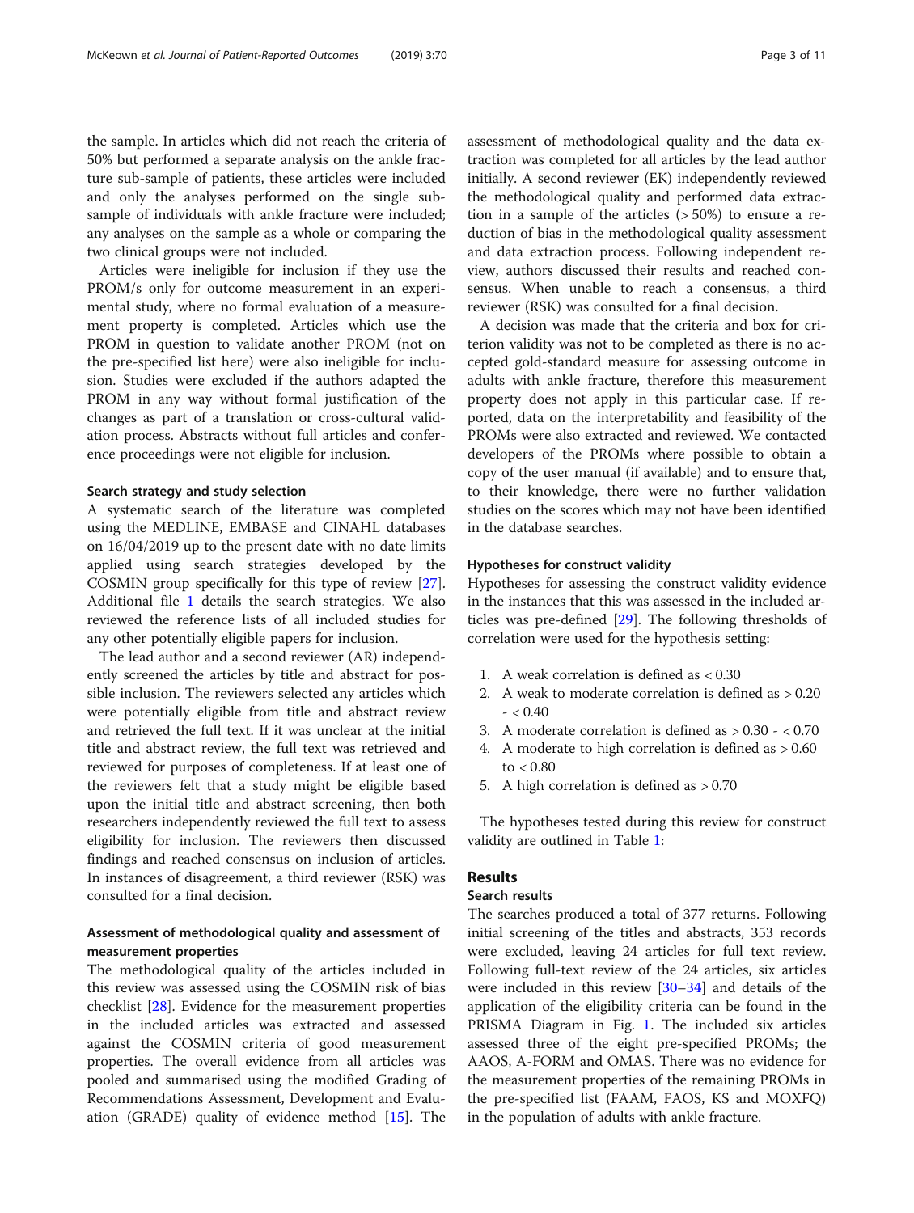the sample. In articles which did not reach the criteria of 50% but performed a separate analysis on the ankle fracture sub-sample of patients, these articles were included and only the analyses performed on the single sub-sample of individuals with ankle fracture were included; any analyses on the sample as a whole or comparing the two clinical groups were not included.

Articles were ineligible for inclusion if they use the PROM/s only for outcome measurement in an experimental study, where no formal evaluation of a measurement property is completed. Articles which use the PROM in question to validate another PROM (not on the pre-specified list here) were also ineligible for inclusion. Studies were excluded if the authors adapted the PROM in any way without formal justification of the changes as part of a translation or cross-cultural validation process. Abstracts without full articles and conference proceedings were not eligible for inclusion.

### Search strategy and study selection

A systematic search of the literature was completed using the MEDLINE, EMBASE and CINAHL databases on 16/04/2019 up to the present date with no date limits applied using search strategies developed by the COSMIN group specifically for this type of review [27]. Additional file 1 details the search strategies. We also reviewed the reference lists of all included studies for any other potentially eligible papers for inclusion.

The lead author and a second reviewer (AR) independently screened the articles by title and abstract for possible inclusion. The reviewers selected any articles which were potentially eligible from title and abstract review and retrieved the full text. If it was unclear at the initial title and abstract review, the full text was retrieved and reviewed for purposes of completeness. If at least one of the reviewers felt that a study might be eligible based upon the initial title and abstract screening, then both researchers independently reviewed the full text to assess eligibility for inclusion. The reviewers then discussed findings and reached consensus on inclusion of articles. In instances of disagreement, a third reviewer (RSK) was consulted for a final decision.

### Assessment of methodological quality and assessment of measurement properties

The methodological quality of the articles included in this review was assessed using the COSMIN risk of bias checklist [28]. Evidence for the measurement properties in the included articles was extracted and assessed against the COSMIN criteria of good measurement properties. The overall evidence from all articles was pooled and summarised using the modified Grading of Recommendations Assessment, Development and Evaluation (GRADE) quality of evidence method [15]. The assessment of methodological quality and the data extraction was completed for all articles by the lead author initially. A second reviewer (EK) independently reviewed the methodological quality and performed data extraction in a sample of the articles (> 50%) to ensure a reduction of bias in the methodological quality assessment and data extraction process. Following independent review, authors discussed their results and reached consensus. When unable to reach a consensus, a third reviewer (RSK) was consulted for a final decision.

A decision was made that the criteria and box for criterion validity was not to be completed as there is no accepted gold-standard measure for assessing outcome in adults with ankle fracture, therefore this measurement property does not apply in this particular case. If reported, data on the interpretability and feasibility of the PROMs were also extracted and reviewed. We contacted developers of the PROMs where possible to obtain a copy of the user manual (if available) and to ensure that, to their knowledge, there were no further validation studies on the scores which may not have been identified in the database searches.

### Hypotheses for construct validity

Hypotheses for assessing the construct validity evidence in the instances that this was assessed in the included articles was pre-defined [29]. The following thresholds of correlation were used for the hypothesis setting:

1. A weak correlation is defined as < 0.30
2. A weak to moderate correlation is defined as > 0.20 - < 0.40
3. A moderate correlation is defined as > 0.30 - < 0.70
4. A moderate to high correlation is defined as > 0.60 to < 0.80
5. A high correlation is defined as > 0.70

The hypotheses tested during this review for construct validity are outlined in Table 1:

## Results

### Search results

The searches produced a total of 377 returns. Following initial screening of the titles and abstracts, 353 records were excluded, leaving 24 articles for full text review. Following full-text review of the 24 articles, six articles were included in this review [30–34] and details of the application of the eligibility criteria can be found in the PRISMA Diagram in Fig. 1. The included six articles assessed three of the eight pre-specified PROMs; the AAOS, A-FORM and OMAS. There was no evidence for the measurement properties of the remaining PROMs in the pre-specified list (FAAM, FAOS, KS and MOXFQ) in the population of adults with ankle fracture.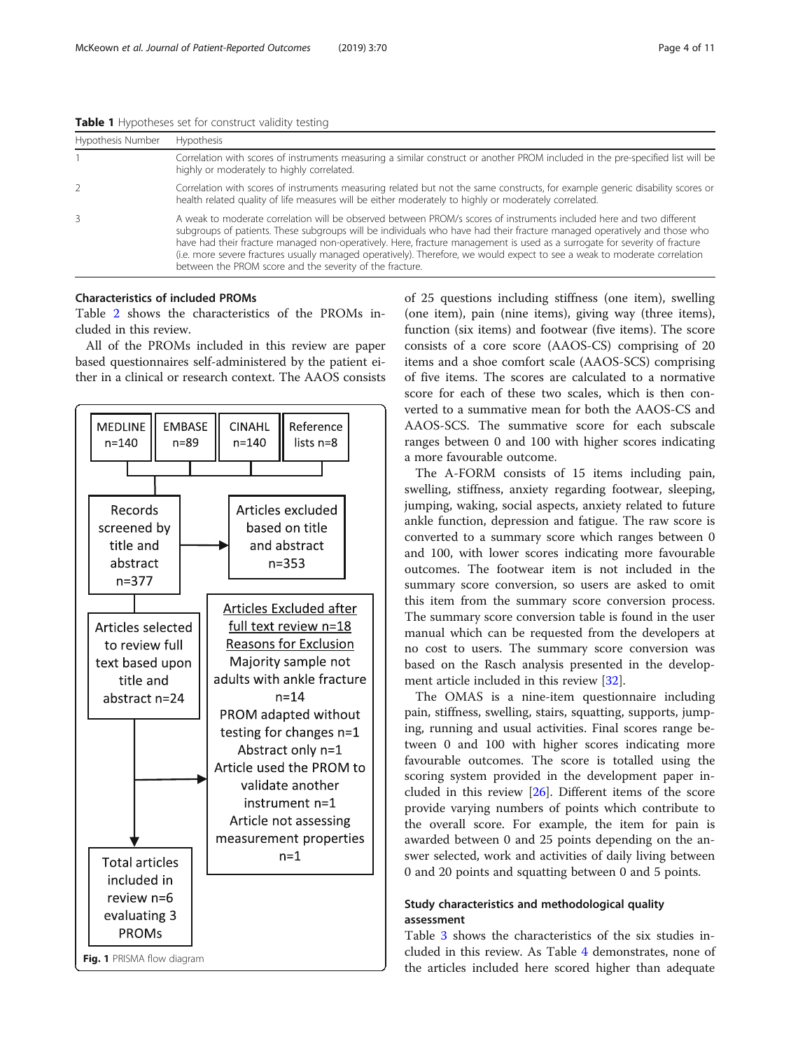**Table 1** Hypotheses set for construct validity testing

| Hypothesis Number | Hypothesis |
|---|---|
| 1 | Correlation with scores of instruments measuring a similar construct or another PROM included in the pre-specified list will be highly or moderately to highly correlated. |
| 2 | Correlation with scores of instruments measuring related but not the same constructs, for example generic disability scores or health related quality of life measures will be either moderately to highly or moderately correlated. |
| 3 | A weak to moderate correlation will be observed between PROM/s scores of instruments included here and two different subgroups of patients. These subgroups will be individuals who have had their fracture managed operatively and those who have had their fracture managed non-operatively. Here, fracture management is used as a surrogate for severity of fracture (i.e. more severe fractures usually managed operatively). Therefore, we would expect to see a weak to moderate correlation between the PROM score and the severity of the fracture. |

### Characteristics of included PROMs

Table 2 shows the characteristics of the PROMs included in this review.

All of the PROMs included in this review are paper based questionnaires self-administered by the patient either in a clinical or research context. The AAOS consists of 25 questions including stiffness (one item), swelling (one item), pain (nine items), giving way (three items), function (six items) and footwear (five items). The score consists of a core score (AAOS-CS) comprising of 20 items and a shoe comfort scale (AAOS-SCS) comprising of five items. The scores are calculated to a normative score for each of these two scales, which is then converted to a summative mean for both the AAOS-CS and AAOS-SCS. The summative score for each subscale ranges between 0 and 100 with higher scores indicating a more favourable outcome.

- MEDLINE n=140
- EMBASE n=89
- CINAHL n=140
- Reference lists n=8

→ Records screened by title and abstract n=377 → Articles excluded based on title and abstract n=353

→ Articles selected to review full text based upon title and abstract n=24 → Articles Excluded after full text review n=18

Reasons for Exclusion:
- Majority sample not adults with ankle fracture n=14
- PROM adapted without testing for changes n=1
- Abstract only n=1
- Article used the PROM to validate another instrument n=1
- Article not assessing measurement properties n=1

→ Total articles included in review n=6 evaluating 3 PROMs

**Fig. 1** PRISMA flow diagram

The A-FORM consists of 15 items including pain, swelling, stiffness, anxiety regarding footwear, sleeping, jumping, waking, social aspects, anxiety related to future ankle function, depression and fatigue. The raw score is converted to a summary score which ranges between 0 and 100, with lower scores indicating more favourable outcomes. The footwear item is not included in the summary score conversion, so users are asked to omit this item from the summary score conversion process. The summary score conversion table is found in the user manual which can be requested from the developers at no cost to users. The summary score conversion was based on the Rasch analysis presented in the development article included in this review [32].

The OMAS is a nine-item questionnaire including pain, stiffness, swelling, stairs, squatting, supports, jumping, running and usual activities. Final scores range between 0 and 100 with higher scores indicating more favourable outcomes. The score is totalled using the scoring system provided in the development paper included in this review [26]. Different items of the score provide varying numbers of points which contribute to the overall score. For example, the item for pain is awarded between 0 and 25 points depending on the answer selected, work and activities of daily living between 0 and 20 points and squatting between 0 and 5 points.

### Study characteristics and methodological quality assessment

Table 3 shows the characteristics of the six studies included in this review. As Table 4 demonstrates, none of the articles included here scored higher than adequate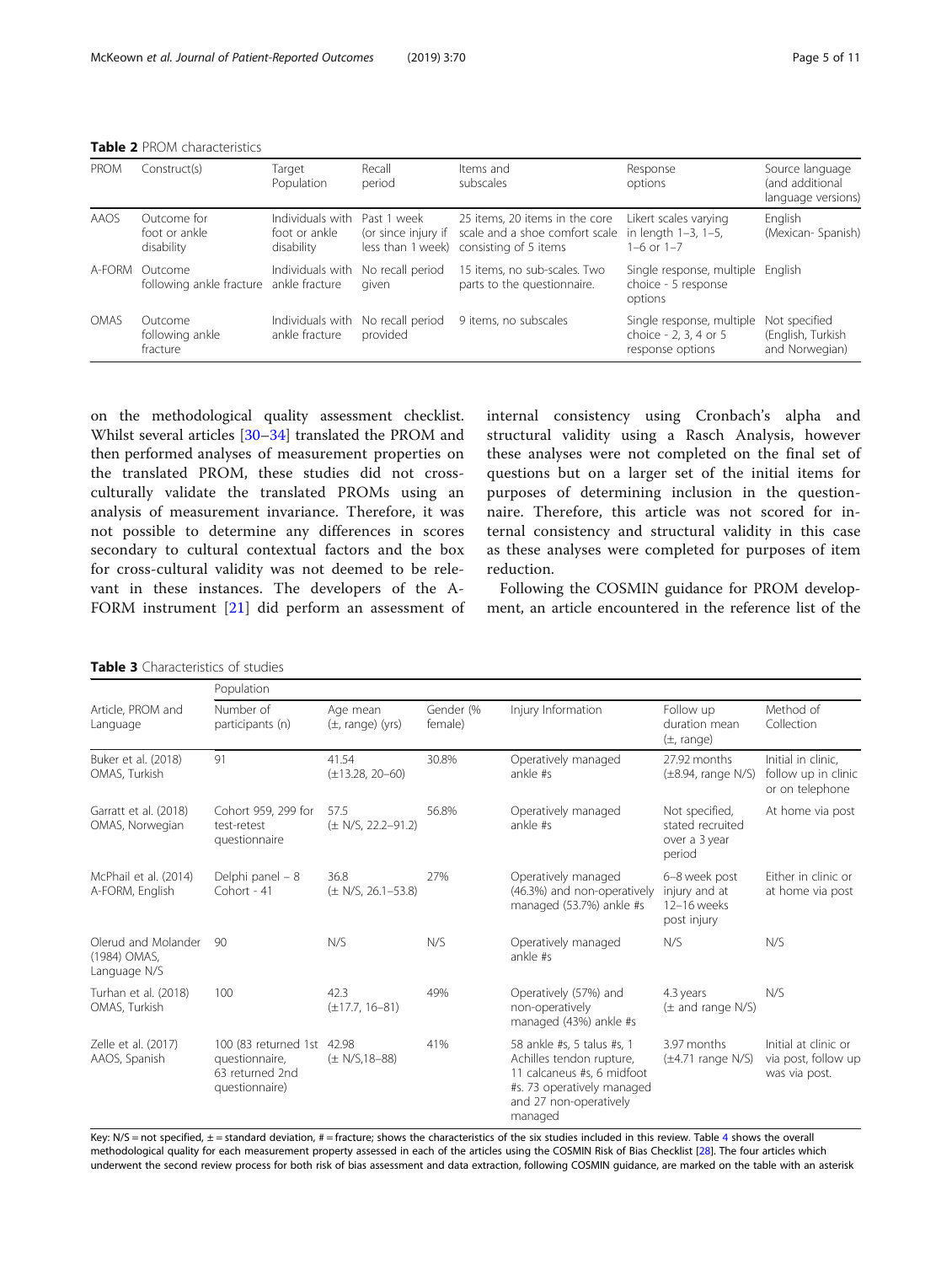**Table 2** PROM characteristics

| PROM | Construct(s) | Target Population | Recall period | Items and subscales | Response options | Source language (and additional language versions) |
|---|---|---|---|---|---|---|
| AAOS | Outcome for foot or ankle disability | Individuals with foot or ankle disability | Past 1 week (or since injury if less than 1 week) | 25 items, 20 items in the core scale and a shoe comfort scale consisting of 5 items | Likert scales varying in length 1–3, 1–5, 1–6 or 1–7 | English (Mexican- Spanish) |
| A-FORM | Outcome following ankle fracture | Individuals with ankle fracture | No recall period given | 15 items, no sub-scales. Two parts to the questionnaire. | Single response, multiple choice - 5 response options | English |
| OMAS | Outcome following ankle fracture | Individuals with ankle fracture | No recall period provided | 9 items, no subscales | Single response, multiple choice - 2, 3, 4 or 5 response options | Not specified (English, Turkish and Norwegian) |

on the methodological quality assessment checklist. Whilst several articles [30–34] translated the PROM and then performed analyses of measurement properties on the translated PROM, these studies did not cross-culturally validate the translated PROMs using an analysis of measurement invariance. Therefore, it was not possible to determine any differences in scores secondary to cultural contextual factors and the box for cross-cultural validity was not deemed to be relevant in these instances. The developers of the A-FORM instrument [21] did perform an assessment of internal consistency using Cronbach's alpha and structural validity using a Rasch Analysis, however these analyses were not completed on the final set of questions but on a larger set of the initial items for purposes of determining inclusion in the questionnaire. Therefore, this article was not scored for internal consistency and structural validity in this case as these analyses were completed for purposes of item reduction.

Following the COSMIN guidance for PROM development, an article encountered in the reference list of the

**Table 3** Characteristics of studies

| Article, PROM and Language | Population | | | | | |
|---|---|---|---|---|---|---|
| | Number of participants (n) | Age mean (±, range) (yrs) | Gender (% female) | Injury Information | Follow up duration mean (±, range) | Method of Collection |
| Buker et al. (2018) OMAS, Turkish | 91 | 41.54 (±13.28, 20–60) | 30.8% | Operatively managed ankle #s | 27.92 months (±8.94, range N/S) | Initial in clinic, follow up in clinic or on telephone |
| Garratt et al. (2018) OMAS, Norwegian | Cohort 959, 299 for test-retest questionnaire | 57.5 (± N/S, 22.2–91.2) | 56.8% | Operatively managed ankle #s | Not specified, stated recruited over a 3 year period | At home via post |
| McPhail et al. (2014) A-FORM, English | Delphi panel – 8 Cohort - 41 | 36.8 (± N/S, 26.1–53.8) | 27% | Operatively managed (46.3%) and non-operatively managed (53.7%) ankle #s | 6–8 week post injury and at 12–16 weeks post injury | Either in clinic or at home via post |
| Olerud and Molander (1984) OMAS, Language N/S | 90 | N/S | N/S | Operatively managed ankle #s | N/S | N/S |
| Turhan et al. (2018) OMAS, Turkish | 100 | 42.3 (±17.7, 16–81) | 49% | Operatively (57%) and non-operatively managed (43%) ankle #s | 4.3 years (± and range N/S) | N/S |
| Zelle et al. (2017) AAOS, Spanish | 100 (83 returned 1st questionnaire, 63 returned 2nd questionnaire) | 42.98 (± N/S,18–88) | 41% | 58 ankle #s, 5 talus #s, 1 Achilles tendon rupture, 11 calcaneus #s, 6 midfoot #s. 73 operatively managed and 27 non-operatively managed | 3.97 months (±4.71 range N/S) | Initial at clinic or via post, follow up was via post. |

Key: N/S = not specified, ± = standard deviation, # = fracture; shows the characteristics of the six studies included in this review. Table 4 shows the overall methodological quality for each measurement property assessed in each of the articles using the COSMIN Risk of Bias Checklist [28]. The four articles which underwent the second review process for both risk of bias assessment and data extraction, following COSMIN guidance, are marked on the table with an asterisk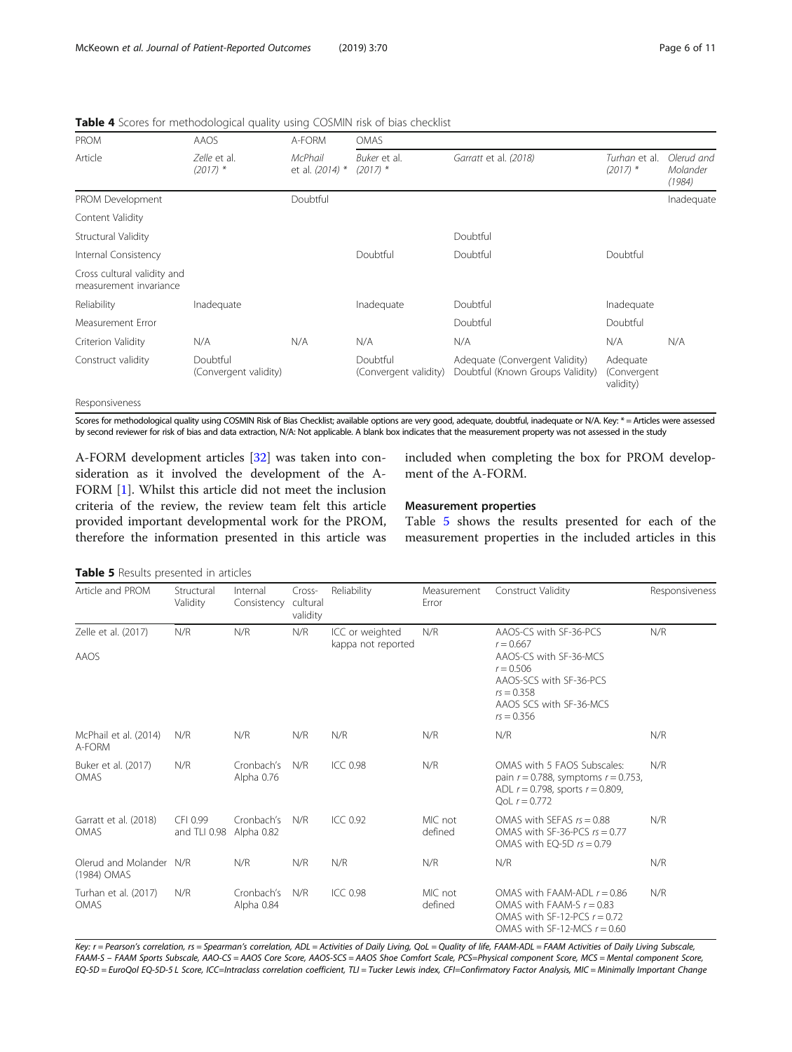**Table 4** Scores for methodological quality using COSMIN risk of bias checklist

| PROM | AAOS | A-FORM | OMAS | | | |
|---|---|---|---|---|---|---|
| Article | *Zelle et al. (2017) \** | *McPhail et al. (2014) \** | *Buker et al. (2017) \** | *Garratt et al. (2018)* | *Turhan et al. (2017) \** | *Olerud and Molander (1984)* |
| PROM Development | | Doubtful | | | | Inadequate |
| Content Validity | | | | | | |
| Structural Validity | | | | Doubtful | | |
| Internal Consistency | | | Doubtful | Doubtful | Doubtful | |
| Cross cultural validity and measurement invariance | | | | | | |
| Reliability | Inadequate | | Inadequate | Doubtful | Inadequate | |
| Measurement Error | | | | Doubtful | Doubtful | |
| Criterion Validity | N/A | N/A | N/A | N/A | N/A | N/A |
| Construct validity | Doubtful (Convergent validity) | | Doubtful (Convergent validity) | Adequate (Convergent Validity) Doubtful (Known Groups Validity) | Adequate (Convergent validity) | |
| Responsiveness | | | | | | |

Scores for methodological quality using COSMIN Risk of Bias Checklist; available options are very good, adequate, doubtful, inadequate or N/A. Key: * = Articles were assessed by second reviewer for risk of bias and data extraction, N/A: Not applicable. A blank box indicates that the measurement property was not assessed in the study

A-FORM development articles [32] was taken into consideration as it involved the development of the A-FORM [1]. Whilst this article did not meet the inclusion criteria of the review, the review team felt this article provided important developmental work for the PROM, therefore the information presented in this article was included when completing the box for PROM development of the A-FORM.

### Measurement properties

Table 5 shows the results presented for each of the measurement properties in the included articles in this

**Table 5** Results presented in articles

| Article and PROM | Structural Validity | Internal Consistency | Cross-cultural validity | Reliability | Measurement Error | Construct Validity | Responsiveness |
|---|---|---|---|---|---|---|---|
| Zelle et al. (2017) AAOS | N/R | N/R | N/R | ICC or weighted kappa not reported | N/R | AAOS-CS with SF-36-PCS $r = 0.667$ AAOS-CS with SF-36-MCS $r = 0.506$ AAOS-SCS with SF-36-PCS $rs = 0.358$ AAOS SCS with SF-36-MCS $rs = 0.356$ | N/R |
| McPhail et al. (2014) A-FORM | N/R | N/R | N/R | N/R | N/R | N/R | N/R |
| Buker et al. (2017) OMAS | N/R | Cronbach's Alpha 0.76 | N/R | ICC 0.98 | N/R | OMAS with 5 FAOS Subscales: pain $r = 0.788$, symptoms $r = 0.753$, ADL $r = 0.798$, sports $r = 0.809$, QoL $r = 0.772$ | N/R |
| Garratt et al. (2018) OMAS | CFI 0.99 and TLI 0.98 | Cronbach's Alpha 0.82 | N/R | ICC 0.92 | MIC not defined | OMAS with SEFAS $rs = 0.88$ OMAS with SF-36-PCS $rs = 0.77$ OMAS with EQ-5D $rs = 0.79$ | N/R |
| Olerud and Molander (1984) OMAS | N/R | N/R | N/R | N/R | N/R | N/R | N/R |
| Turhan et al. (2017) OMAS | N/R | Cronbach's Alpha 0.84 | N/R | ICC 0.98 | MIC not defined | OMAS with FAAM-ADL $r = 0.86$ OMAS with FAAM-S $r = 0.83$ OMAS with SF-12-PCS $r = 0.72$ OMAS with SF-12-MCS $r = 0.60$ | N/R |

*Key: r = Pearson's correlation, rs = Spearman's correlation, ADL = Activities of Daily Living, QoL = Quality of life, FAAM-ADL = FAAM Activities of Daily Living Subscale, FAAM-S – FAAM Sports Subscale, AAO-CS = AAOS Core Score, AAOS-SCS = AAOS Shoe Comfort Scale, PCS=Physical component Score, MCS = Mental component Score, EQ-5D = EuroQol EQ-5D-5 L Score, ICC=Intraclass correlation coefficient, TLI = Tucker Lewis index, CFI=Confirmatory Factor Analysis, MIC = Minimally Important Change*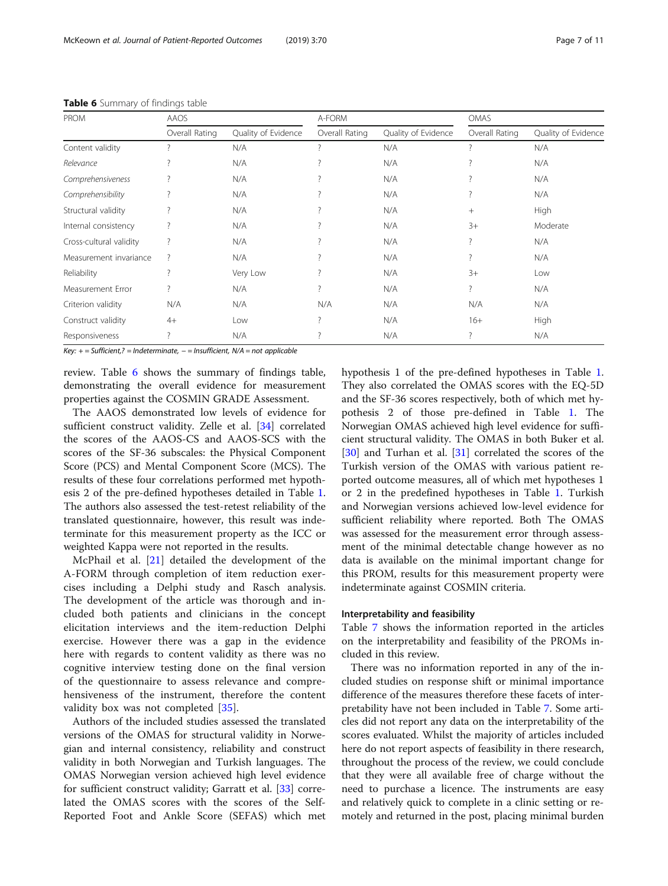**Table 6** Summary of findings table

| PROM | AAOS | | A-FORM | | OMAS | |
|---|---|---|---|---|---|---|
| | Overall Rating | Quality of Evidence | Overall Rating | Quality of Evidence | Overall Rating | Quality of Evidence |
| Content validity | ? | N/A | ? | N/A | ? | N/A |
| *Relevance* | ? | N/A | ? | N/A | ? | N/A |
| *Comprehensiveness* | ? | N/A | ? | N/A | ? | N/A |
| *Comprehensibility* | ? | N/A | ? | N/A | ? | N/A |
| Structural validity | ? | N/A | ? | N/A | + | High |
| Internal consistency | ? | N/A | ? | N/A | 3+ | Moderate |
| Cross-cultural validity | ? | N/A | ? | N/A | ? | N/A |
| Measurement invariance | ? | N/A | ? | N/A | ? | N/A |
| Reliability | ? | Very Low | ? | N/A | 3+ | Low |
| Measurement Error | ? | N/A | ? | N/A | ? | N/A |
| Criterion validity | N/A | N/A | N/A | N/A | N/A | N/A |
| Construct validity | 4+ | Low | ? | N/A | 16+ | High |
| Responsiveness | ? | N/A | ? | N/A | ? | N/A |

*Key: + = Sufficient,? = Indeterminate, − = Insufficient, N/A = not applicable*

review. Table 6 shows the summary of findings table, demonstrating the overall evidence for measurement properties against the COSMIN GRADE Assessment.

The AAOS demonstrated low levels of evidence for sufficient construct validity. Zelle et al. [34] correlated the scores of the AAOS-CS and AAOS-SCS with the scores of the SF-36 subscales: the Physical Component Score (PCS) and Mental Component Score (MCS). The results of these four correlations performed met hypothesis 2 of the pre-defined hypotheses detailed in Table 1. The authors also assessed the test-retest reliability of the translated questionnaire, however, this result was indeterminate for this measurement property as the ICC or weighted Kappa were not reported in the results.

McPhail et al. [21] detailed the development of the A-FORM through completion of item reduction exercises including a Delphi study and Rasch analysis. The development of the article was thorough and included both patients and clinicians in the concept elicitation interviews and the item-reduction Delphi exercise. However there was a gap in the evidence here with regards to content validity as there was no cognitive interview testing done on the final version of the questionnaire to assess relevance and comprehensiveness of the instrument, therefore the content validity box was not completed [35].

Authors of the included studies assessed the translated versions of the OMAS for structural validity in Norwegian and internal consistency, reliability and construct validity in both Norwegian and Turkish languages. The OMAS Norwegian version achieved high level evidence for sufficient construct validity; Garratt et al. [33] correlated the OMAS scores with the scores of the Self-Reported Foot and Ankle Score (SEFAS) which met hypothesis 1 of the pre-defined hypotheses in Table 1. They also correlated the OMAS scores with the EQ-5D and the SF-36 scores respectively, both of which met hypothesis 2 of those pre-defined in Table 1. The Norwegian OMAS achieved high level evidence for sufficient structural validity. The OMAS in both Buker et al. [30] and Turhan et al. [31] correlated the scores of the Turkish version of the OMAS with various patient reported outcome measures, all of which met hypotheses 1 or 2 in the predefined hypotheses in Table 1. Turkish and Norwegian versions achieved low-level evidence for sufficient reliability where reported. Both The OMAS was assessed for the measurement error through assessment of the minimal detectable change however as no data is available on the minimal important change for this PROM, results for this measurement property were indeterminate against COSMIN criteria.

### Interpretability and feasibility

Table 7 shows the information reported in the articles on the interpretability and feasibility of the PROMs included in this review.

There was no information reported in any of the included studies on response shift or minimal importance difference of the measures therefore these facets of interpretability have not been included in Table 7. Some articles did not report any data on the interpretability of the scores evaluated. Whilst the majority of articles included here do not report aspects of feasibility in there research, throughout the process of the review, we could conclude that they were all available free of charge without the need to purchase a licence. The instruments are easy and relatively quick to complete in a clinic setting or remotely and returned in the post, placing minimal burden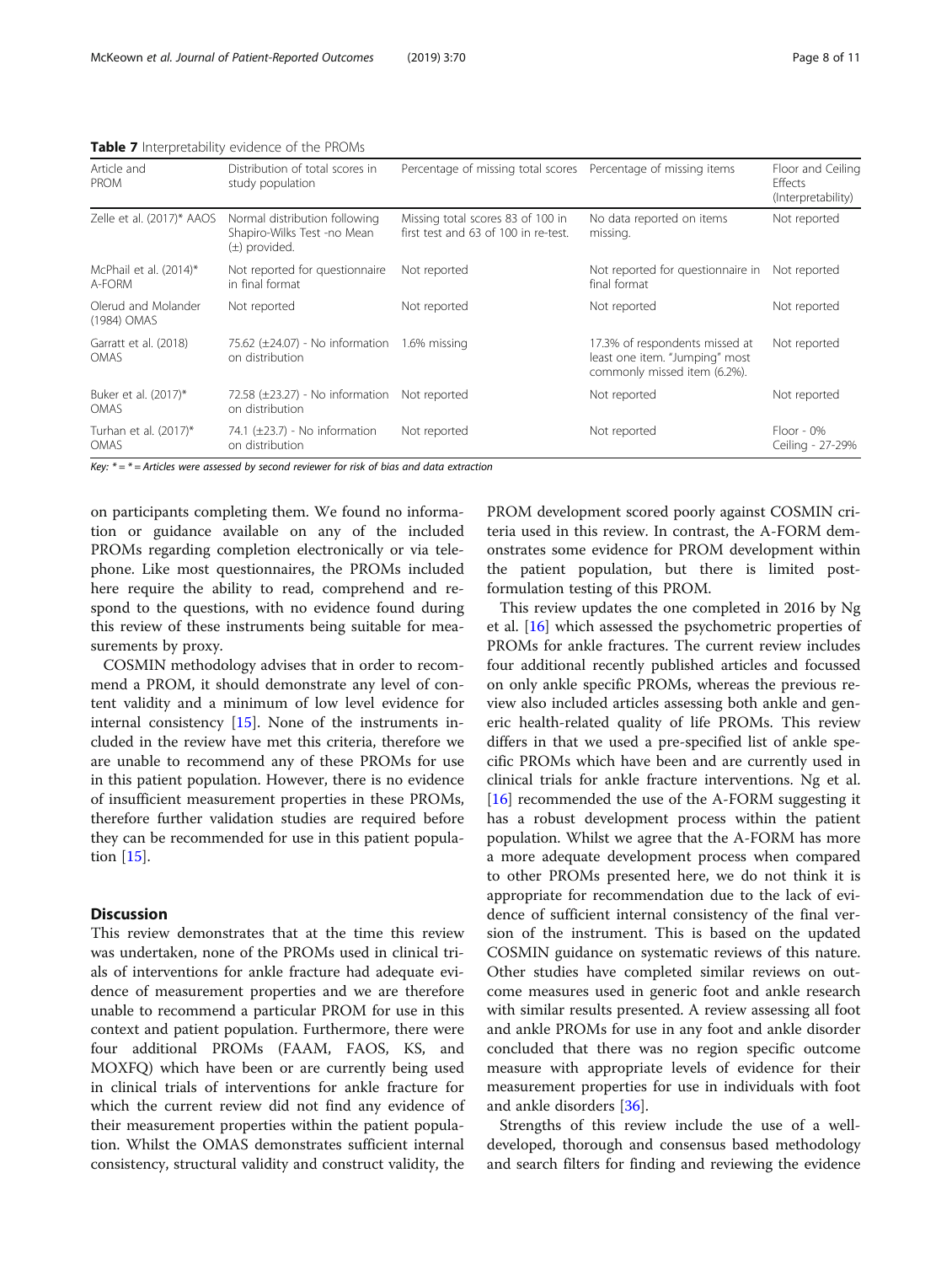**Table 7** Interpretability evidence of the PROMs

| Article and PROM | Distribution of total scores in study population | Percentage of missing total scores | Percentage of missing items | Floor and Ceiling Effects (Interpretability) |
|---|---|---|---|---|
| Zelle et al. (2017)* AAOS | Normal distribution following Shapiro-Wilks Test -no Mean (±) provided. | Missing total scores 83 of 100 in first test and 63 of 100 in re-test. | No data reported on items missing. | Not reported |
| McPhail et al. (2014)* A-FORM | Not reported for questionnaire in final format | Not reported | Not reported for questionnaire in final format | Not reported |
| Olerud and Molander (1984) OMAS | Not reported | Not reported | Not reported | Not reported |
| Garratt et al. (2018) OMAS | 75.62 (±24.07) - No information on distribution | 1.6% missing | 17.3% of respondents missed at least one item. "Jumping" most commonly missed item (6.2%). | Not reported |
| Buker et al. (2017)* OMAS | 72.58 (±23.27) - No information on distribution | Not reported | Not reported | Not reported |
| Turhan et al. (2017)* OMAS | 74.1 (±23.7) - No information on distribution | Not reported | Not reported | Floor - 0% Ceiling - 27-29% |

*Key: * = * = Articles were assessed by second reviewer for risk of bias and data extraction*

on participants completing them. We found no information or guidance available on any of the included PROMs regarding completion electronically or via telephone. Like most questionnaires, the PROMs included here require the ability to read, comprehend and respond to the questions, with no evidence found during this review of these instruments being suitable for measurements by proxy.

COSMIN methodology advises that in order to recommend a PROM, it should demonstrate any level of content validity and a minimum of low level evidence for internal consistency [15]. None of the instruments included in the review have met this criteria, therefore we are unable to recommend any of these PROMs for use in this patient population. However, there is no evidence of insufficient measurement properties in these PROMs, therefore further validation studies are required before they can be recommended for use in this patient population [15].

## Discussion

This review demonstrates that at the time this review was undertaken, none of the PROMs used in clinical trials of interventions for ankle fracture had adequate evidence of measurement properties and we are therefore unable to recommend a particular PROM for use in this context and patient population. Furthermore, there were four additional PROMs (FAAM, FAOS, KS, and MOXFQ) which have been or are currently being used in clinical trials of interventions for ankle fracture for which the current review did not find any evidence of their measurement properties within the patient population. Whilst the OMAS demonstrates sufficient internal consistency, structural validity and construct validity, the PROM development scored poorly against COSMIN criteria used in this review. In contrast, the A-FORM demonstrates some evidence for PROM development within the patient population, but there is limited post-formulation testing of this PROM.

This review updates the one completed in 2016 by Ng et al. [16] which assessed the psychometric properties of PROMs for ankle fractures. The current review includes four additional recently published articles and focussed on only ankle specific PROMs, whereas the previous review also included articles assessing both ankle and generic health-related quality of life PROMs. This review differs in that we used a pre-specified list of ankle specific PROMs which have been and are currently used in clinical trials for ankle fracture interventions. Ng et al. [16] recommended the use of the A-FORM suggesting it has a robust development process within the patient population. Whilst we agree that the A-FORM has more a more adequate development process when compared to other PROMs presented here, we do not think it is appropriate for recommendation due to the lack of evidence of sufficient internal consistency of the final version of the instrument. This is based on the updated COSMIN guidance on systematic reviews of this nature. Other studies have completed similar reviews on outcome measures used in generic foot and ankle research with similar results presented. A review assessing all foot and ankle PROMs for use in any foot and ankle disorder concluded that there was no region specific outcome measure with appropriate levels of evidence for their measurement properties for use in individuals with foot and ankle disorders [36].

Strengths of this review include the use of a well-developed, thorough and consensus based methodology and search filters for finding and reviewing the evidence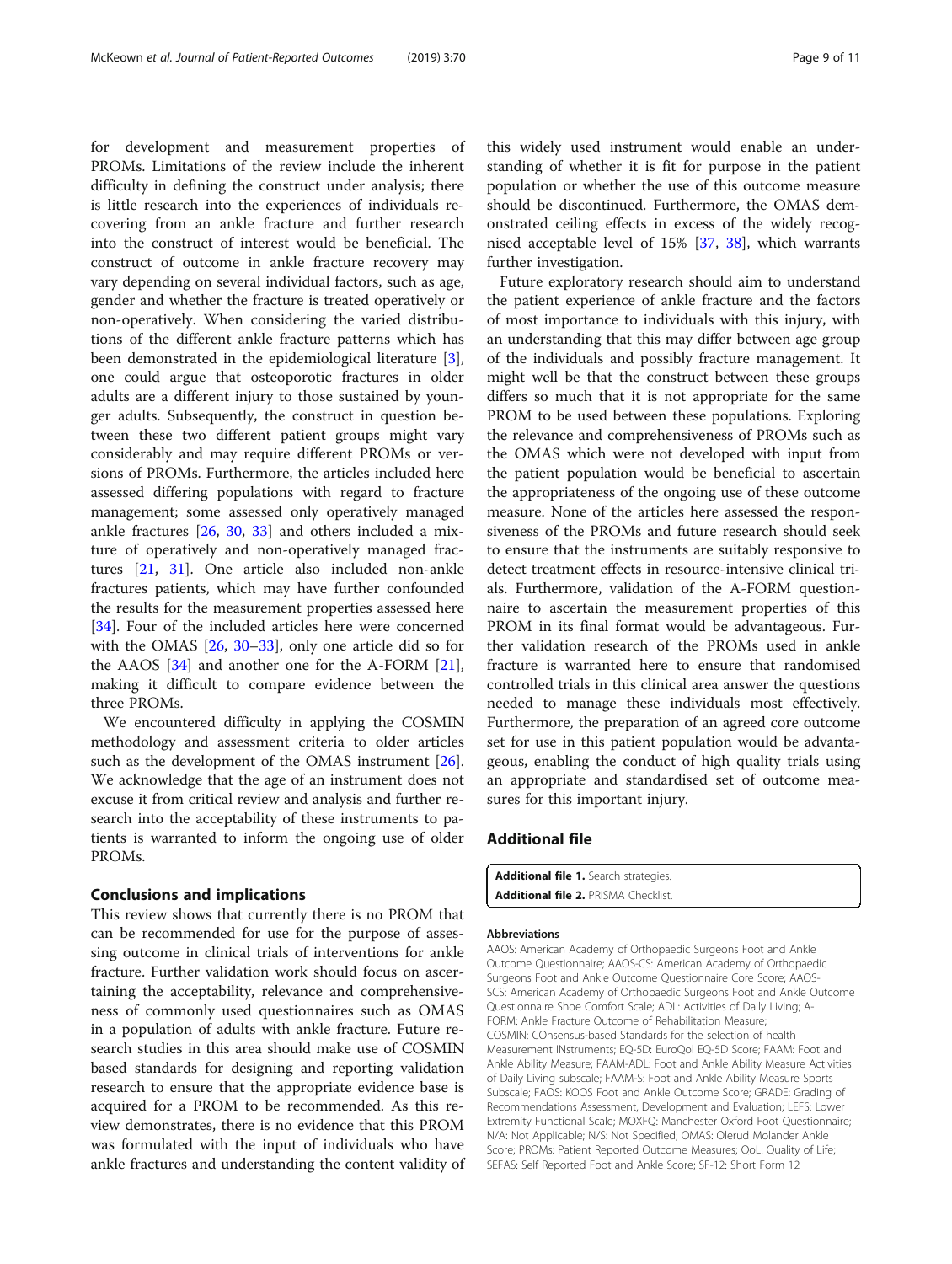for development and measurement properties of PROMs. Limitations of the review include the inherent difficulty in defining the construct under analysis; there is little research into the experiences of individuals recovering from an ankle fracture and further research into the construct of interest would be beneficial. The construct of outcome in ankle fracture recovery may vary depending on several individual factors, such as age, gender and whether the fracture is treated operatively or non-operatively. When considering the varied distributions of the different ankle fracture patterns which has been demonstrated in the epidemiological literature [3], one could argue that osteoporotic fractures in older adults are a different injury to those sustained by younger adults. Subsequently, the construct in question between these two different patient groups might vary considerably and may require different PROMs or versions of PROMs. Furthermore, the articles included here assessed differing populations with regard to fracture management; some assessed only operatively managed ankle fractures [26, 30, 33] and others included a mixture of operatively and non-operatively managed fractures [21, 31]. One article also included non-ankle fractures patients, which may have further confounded the results for the measurement properties assessed here [34]. Four of the included articles here were concerned with the OMAS [26, 30–33], only one article did so for the AAOS [34] and another one for the A-FORM [21], making it difficult to compare evidence between the three PROMs.

We encountered difficulty in applying the COSMIN methodology and assessment criteria to older articles such as the development of the OMAS instrument [26]. We acknowledge that the age of an instrument does not excuse it from critical review and analysis and further research into the acceptability of these instruments to patients is warranted to inform the ongoing use of older PROMs.

## Conclusions and implications

This review shows that currently there is no PROM that can be recommended for use for the purpose of assessing outcome in clinical trials of interventions for ankle fracture. Further validation work should focus on ascertaining the acceptability, relevance and comprehensiveness of commonly used questionnaires such as OMAS in a population of adults with ankle fracture. Future research studies in this area should make use of COSMIN based standards for designing and reporting validation research to ensure that the appropriate evidence base is acquired for a PROM to be recommended. As this review demonstrates, there is no evidence that this PROM was formulated with the input of individuals who have ankle fractures and understanding the content validity of this widely used instrument would enable an understanding of whether it is fit for purpose in the patient population or whether the use of this outcome measure should be discontinued. Furthermore, the OMAS demonstrated ceiling effects in excess of the widely recognised acceptable level of 15% [37, 38], which warrants further investigation.

Future exploratory research should aim to understand the patient experience of ankle fracture and the factors of most importance to individuals with this injury, with an understanding that this may differ between age group of the individuals and possibly fracture management. It might well be that the construct between these groups differs so much that it is not appropriate for the same PROM to be used between these populations. Exploring the relevance and comprehensiveness of PROMs such as the OMAS which were not developed with input from the patient population would be beneficial to ascertain the appropriateness of the ongoing use of these outcome measure. None of the articles here assessed the responsiveness of the PROMs and future research should seek to ensure that the instruments are suitably responsive to detect treatment effects in resource-intensive clinical trials. Furthermore, validation of the A-FORM questionnaire to ascertain the measurement properties of this PROM in its final format would be advantageous. Further validation research of the PROMs used in ankle fracture is warranted here to ensure that randomised controlled trials in this clinical area answer the questions needed to manage these individuals most effectively. Furthermore, the preparation of an agreed core outcome set for use in this patient population would be advantageous, enabling the conduct of high quality trials using an appropriate and standardised set of outcome measures for this important injury.

## Additional file

**Additional file 1.** Search strategies.
**Additional file 2.** PRISMA Checklist.

#### Abbreviations

AAOS: American Academy of Orthopaedic Surgeons Foot and Ankle Outcome Questionnaire; AAOS-CS: American Academy of Orthopaedic Surgeons Foot and Ankle Outcome Questionnaire Core Score; AAOS-SCS: American Academy of Orthopaedic Surgeons Foot and Ankle Outcome Questionnaire Shoe Comfort Scale; ADL: Activities of Daily Living; A-FORM: Ankle Fracture Outcome of Rehabilitation Measure; COSMIN: COnsensus-based Standards for the selection of health Measurement INstruments; EQ-5D: EuroQol EQ-5D Score; FAAM: Foot and Ankle Ability Measure; FAAM-ADL: Foot and Ankle Ability Measure Activities of Daily Living subscale; FAAM-S: Foot and Ankle Ability Measure Sports Subscale; FAOS: KOOS Foot and Ankle Outcome Score; GRADE: Grading of Recommendations Assessment, Development and Evaluation; LEFS: Lower Extremity Functional Scale; MOXFQ: Manchester Oxford Foot Questionnaire; N/A: Not Applicable; N/S: Not Specified; OMAS: Olerud Molander Ankle Score; PROMs: Patient Reported Outcome Measures; QoL: Quality of Life; SEFAS: Self Reported Foot and Ankle Score; SF-12: Short Form 12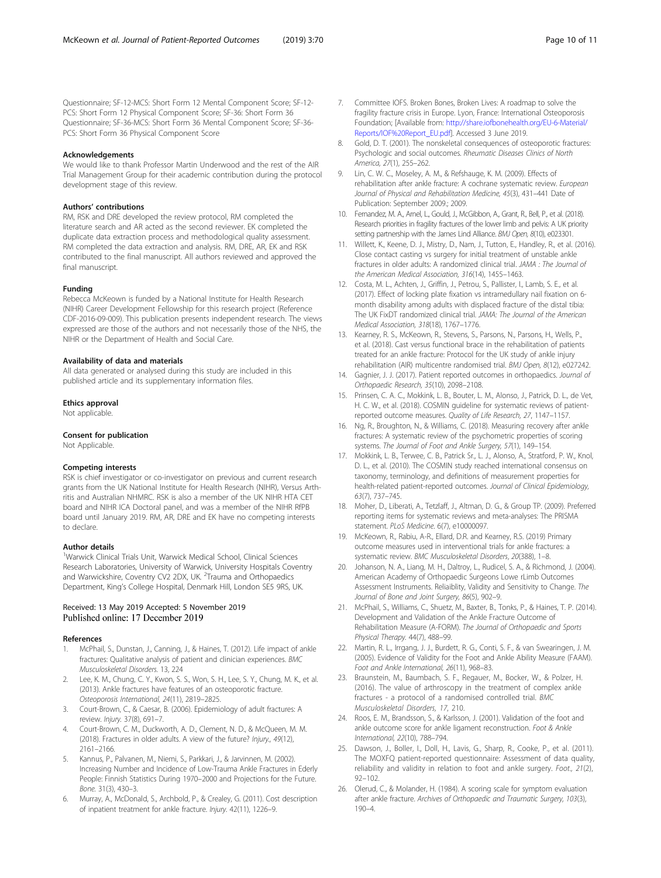Questionnaire; SF-12-MCS: Short Form 12 Mental Component Score; SF-12-PCS: Short Form 12 Physical Component Score; SF-36: Short Form 36 Questionnaire; SF-36-MCS: Short Form 36 Mental Component Score; SF-36-PCS: Short Form 36 Physical Component Score

#### Acknowledgements

We would like to thank Professor Martin Underwood and the rest of the AIR Trial Management Group for their academic contribution during the protocol development stage of this review.

#### Authors' contributions

RM, RSK and DRE developed the review protocol, RM completed the literature search and AR acted as the second reviewer. EK completed the duplicate data extraction process and methodological quality assessment. RM completed the data extraction and analysis. RM, DRE, AR, EK and RSK contributed to the final manuscript. All authors reviewed and approved the final manuscript.

#### Funding

Rebecca McKeown is funded by a National Institute for Health Research (NIHR) Career Development Fellowship for this research project (Reference CDF-2016-09-009). This publication presents independent research. The views expressed are those of the authors and not necessarily those of the NHS, the NIHR or the Department of Health and Social Care.

#### Availability of data and materials

All data generated or analysed during this study are included in this published article and its supplementary information files.

#### Ethics approval

Not applicable.

#### Consent for publication

Not Applicable.

#### Competing interests

RSK is chief investigator or co-investigator on previous and current research grants from the UK National Institute for Health Research (NIHR), Versus Arthritis and Australian NHMRC. RSK is also a member of the UK NIHR HTA CET board and NIHR ICA Doctoral panel, and was a member of the NIHR RfPB board until January 2019. RM, AR, DRE and EK have no competing interests to declare.

#### Author details

[1]Warwick Clinical Trials Unit, Warwick Medical School, Clinical Sciences Research Laboratories, University of Warwick, University Hospitals Coventry and Warwickshire, Coventry CV2 2DX, UK. [2]Trauma and Orthopaedics Department, King's College Hospital, Denmark Hill, London SE5 9RS, UK.

Received: 13 May 2019 Accepted: 5 November 2019
Published online: 17 December 2019

#### References

1. McPhail, S., Dunstan, J., Canning, J., & Haines, T. (2012). Life impact of ankle fractures: Qualitative analysis of patient and clinician experiences. *BMC Musculoskeletal Disorders.* 13, 224
2. Lee, K. M., Chung, C. Y., Kwon, S. S., Won, S. H., Lee, S. Y., Chung, M. K., et al. (2013). Ankle fractures have features of an osteoporotic fracture. *Osteoporosis International, 24*(11), 2819–2825.
3. Court-Brown, C., & Caesar, B. (2006). Epidemiology of adult fractures: A review. *Injury.* 37(8), 691–7.
4. Court-Brown, C. M., Duckworth, A. D., Clement, N. D., & McQueen, M. M. (2018). Fractures in older adults. A view of the future? *Injury., 49*(12), 2161–2166.
5. Kannus, P., Palvanen, M., Niemi, S., Parkkari, J., & Jarvinnen, M. (2002). Increasing Number and Incidence of Low-Trauma Ankle Fractures in Elderly People: Finnish Statistics During 1970–2000 and Projections for the Future. *Bone.* 31(3), 430–3.
6. Murray, A., McDonald, S., Archbold, P., & Crealey, G. (2011). Cost description of inpatient treatment for ankle fracture. *Injury.* 42(11), 1226–9.
7. Committee IOFS. Broken Bones, Broken Lives: A roadmap to solve the fragility fracture crisis in Europe. Lyon, France: International Osteoporosis Foundation; [Available from: http://share.iofbonehealth.org/EU-6-Material/Reports/IOF%20Report_EU.pdf]. Accessed 3 June 2019.
8. Gold, D. T. (2001). The nonskeletal consequences of osteoporotic fractures: Psychologic and social outcomes. *Rheumatic Diseases Clinics of North America, 27*(1), 255–262.
9. Lin, C. W. C., Moseley, A. M., & Refshauge, K. M. (2009). Effects of rehabilitation after ankle fracture: A cochrane systematic review. *European Journal of Physical and Rehabilitation Medicine, 45*(3), 431–441 Date of Publication: September 2009.; 2009.
10. Fernandez, M. A., Arnel, L., Gould, J., McGibbon, A., Grant, R., Bell, P., et al. (2018). Research priorities in fragility fractures of the lower limb and pelvis: A UK priority setting partnership with the James Lind Alliance. *BMJ Open, 8*(10), e023301.
11. Willett, K., Keene, D. J., Mistry, D., Nam, J., Tutton, E., Handley, R., et al. (2016). Close contact casting vs surgery for initial treatment of unstable ankle fractures in older adults: A randomized clinical trial. *JAMA : The Journal of the American Medical Association, 316*(14), 1455–1463.
12. Costa, M. L., Achten, J., Griffin, J., Petrou, S., Pallister, I., Lamb, S. E., et al. (2017). Effect of locking plate fixation vs intramedullary nail fixation on 6-month disability among adults with displaced fracture of the distal tibia: The UK FixDT randomized clinical trial. *JAMA: The Journal of the American Medical Association, 318*(18), 1767–1776.
13. Kearney, R. S., McKeown, R., Stevens, S., Parsons, N., Parsons, H., Wells, P., et al. (2018). Cast versus functional brace in the rehabilitation of patients treated for an ankle fracture: Protocol for the UK study of ankle injury rehabilitation (AIR) multicentre randomised trial. *BMJ Open, 8*(12), e027242.
14. Gagnier, J. J. (2017). Patient reported outcomes in orthopaedics. *Journal of Orthopaedic Research, 35*(10), 2098–2108.
15. Prinsen, C. A. C., Mokkink, L. B., Bouter, L. M., Alonso, J., Patrick, D. L., de Vet, H. C. W., et al. (2018). COSMIN guideline for systematic reviews of patient-reported outcome measures. *Quality of Life Research, 27*, 1147–1157.
16. Ng, R., Broughton, N., & Williams, C. (2018). Measuring recovery after ankle fractures: A systematic review of the psychometric properties of scoring systems. *The Journal of Foot and Ankle Surgery, 57*(1), 149–154.
17. Mokkink, L. B., Terwee, C. B., Patrick Sr., L. J., Alonso, A., Stratford, P. W., Knol, D. L., et al. (2010). The COSMIN study reached international consensus on taxonomy, terminology, and definitions of measurement properties for health-related patient-reported outcomes. *Journal of Clinical Epidemiology, 63*(7), 737–745.
18. Moher, D., Liberati, A., Tetzlaff, J., Altman, D. G., & Group TP. (2009). Preferred reporting items for systematic reviews and meta-analyses: The PRISMA statement. *PLoS Medicine.* 6(7), e10000097.
19. McKeown, R., Rabiu, A-R., Ellard, D.R. and Kearney, R.S. (2019) Primary outcome measures used in interventional trials for ankle fractures: a systematic review. *BMC Musculoskeletal Disorders, 20*(388), 1–8.
20. Johanson, N. A., Liang, M. H., Daltroy, L., Rudicel, S. A., & Richmond, J. (2004). American Academy of Orthopaedic Surgeons Lowe rLimb Outcomes Assessment Instruments. Reliaiblity, Validity and Sensitivity to Change. *The Journal of Bone and Joint Surgery, 86*(5), 902–9.
21. McPhail, S., Williams, C., Shuetz, M., Baxter, B., Tonks, P., & Haines, T. P. (2014). Development and Validation of the Ankle Fracture Outcome of Rehabilitation Measure (A-FORM). *The Journal of Orthopaedic and Sports Physical Therapy.* 44(7), 488–99.
22. Martin, R. L., Irrgang, J. J., Burdett, R. G., Conti, S. F., & van Swearingen, J. M. (2005). Evidence of Validity for the Foot and Ankle Ability Measure (FAAM). *Foot and Ankle International, 26*(11), 968–83.
23. Braunstein, M., Baumbach, S. F., Regauer, M., Bocker, W., & Polzer, H. (2016). The value of arthroscopy in the treatment of complex ankle fractures - a protocol of a randomised controlled trial. *BMC Musculoskeletal Disorders, 17*, 210.
24. Roos, E. M., Brandsson, S., & Karlsson, J. (2001). Validation of the foot and ankle outcome score for ankle ligament reconstruction. *Foot & Ankle International, 22*(10), 788–794.
25. Dawson, J., Boller, I., Doll, H., Lavis, G., Sharp, R., Cooke, P., et al. (2011). The MOXFQ patient-reported questionnaire: Assessment of data quality, reliability and validity in relation to foot and ankle surgery. *Foot., 21*(2), 92–102.
26. Olerud, C., & Molander, H. (1984). A scoring scale for symptom evaluation after ankle fracture. *Archives of Orthopaedic and Traumatic Surgery, 103*(3), 190–4.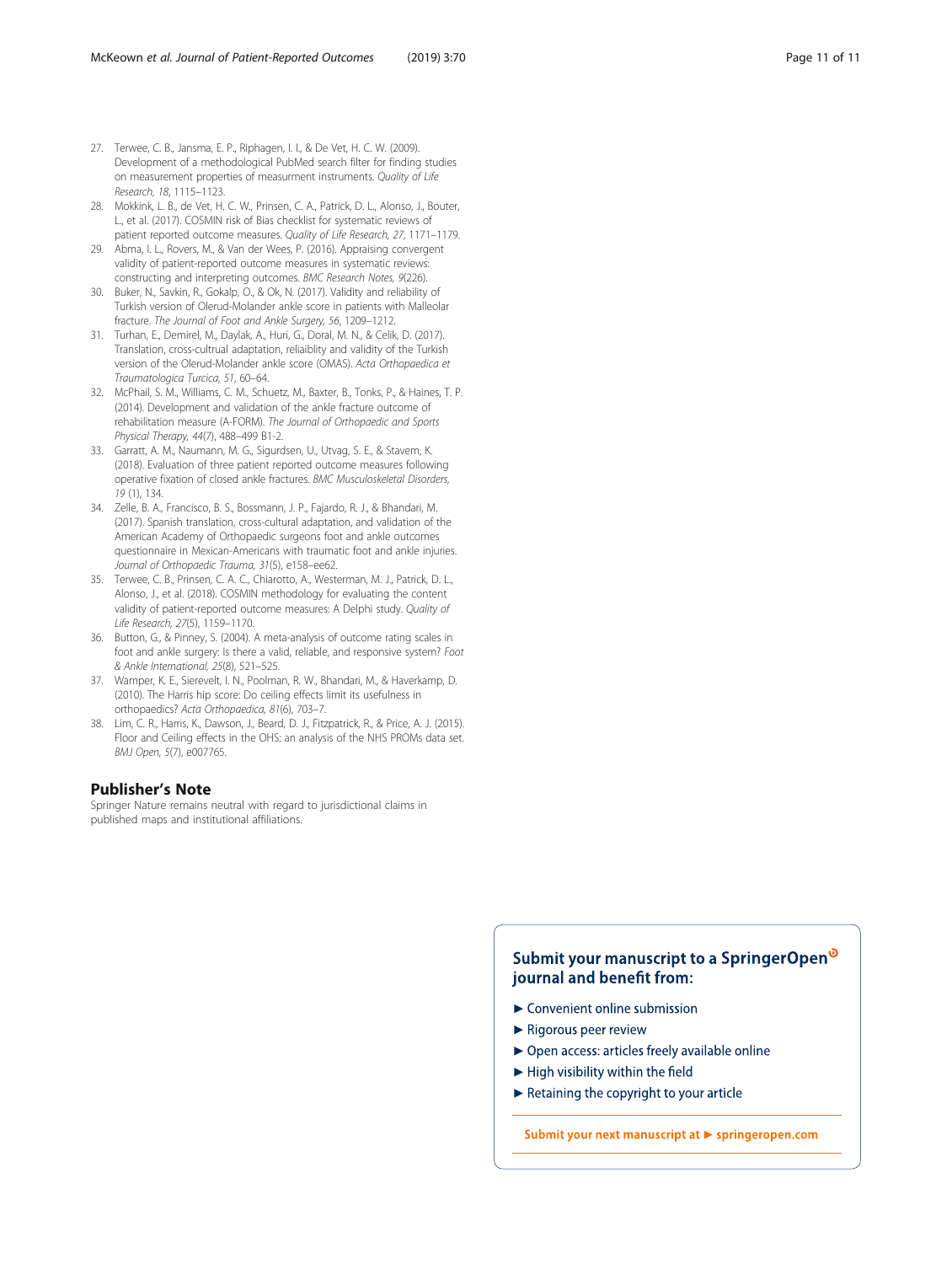27. Terwee, C. B., Jansma, E. P., Riphagen, I. I., & De Vet, H. C. W. (2009). Development of a methodological PubMed search filter for finding studies on measurement properties of measurment instruments. *Quality of Life Research, 18*, 1115–1123.
28. Mokkink, L. B., de Vet, H. C. W., Prinsen, C. A., Patrick, D. L., Alonso, J., Bouter, L., et al. (2017). COSMIN risk of Bias checklist for systematic reviews of patient reported outcome measures. *Quality of Life Research, 27*, 1171–1179.
29. Abma, I. L., Rovers, M., & Van der Wees, P. (2016). Appraising convergent validity of patient-reported outcome measures in systematic reviews: constructing and interpreting outcomes. *BMC Research Notes, 9*(226).
30. Buker, N., Savkin, R., Gokalp, O., & Ok, N. (2017). Validity and reliability of Turkish version of Olerud-Molander ankle score in patients with Malleolar fracture. *The Journal of Foot and Ankle Surgery, 56*, 1209–1212.
31. Turhan, E., Demirel, M., Daylak, A., Huri, G., Doral, M. N., & Celik, D. (2017). Translation, cross-cultrual adaptation, reliaiblity and validity of the Turkish version of the Olerud-Molander ankle score (OMAS). *Acta Orthopaedica et Traumatologica Turcica, 51*, 60–64.
32. McPhail, S. M., Williams, C. M., Schuetz, M., Baxter, B., Tonks, P., & Haines, T. P. (2014). Development and validation of the ankle fracture outcome of rehabilitation measure (A-FORM). *The Journal of Orthopaedic and Sports Physical Therapy, 44*(7), 488–499 B1-2.
33. Garratt, A. M., Naumann, M. G., Sigurdsen, U., Utvag, S. E., & Stavem, K. (2018). Evaluation of three patient reported outcome measures following operative fixation of closed ankle fractures. *BMC Musculoskeletal Disorders, 19* (1), 134.
34. Zelle, B. A., Francisco, B. S., Bossmann, J. P., Fajardo, R. J., & Bhandari, M. (2017). Spanish translation, cross-cultural adaptation, and validation of the American Academy of Orthopaedic surgeons foot and ankle outcomes questionnaire in Mexican-Americans with traumatic foot and ankle injuries. *Journal of Orthopaedic Trauma, 31*(5), e158–ee62.
35. Terwee, C. B., Prinsen, C. A. C., Chiarotto, A., Westerman, M. J., Patrick, D. L., Alonso, J., et al. (2018). COSMIN methodology for evaluating the content validity of patient-reported outcome measures: A Delphi study. *Quality of Life Research, 27*(5), 1159–1170.
36. Button, G., & Pinney, S. (2004). A meta-analysis of outcome rating scales in foot and ankle surgery: Is there a valid, reliable, and responsive system? *Foot & Ankle International, 25*(8), 521–525.
37. Wamper, K. E., Sierevelt, I. N., Poolman, R. W., Bhandari, M., & Haverkamp, D. (2010). The Harris hip score: Do ceiling effects limit its usefulness in orthopaedics? *Acta Orthopaedica, 81*(6), 703–7.
38. Lim, C. R., Harris, K., Dawson, J., Beard, D. J., Fitzpatrick, R., & Price, A. J. (2015). Floor and Ceiling effects in the OHS: an analysis of the NHS PROMs data set. *BMJ Open, 5*(7), e007765.

## Publisher's Note

Springer Nature remains neutral with regard to jurisdictional claims in published maps and institutional affiliations.

**Submit your manuscript to a SpringerOpen journal and benefit from:**

- ► Convenient online submission
- ► Rigorous peer review
- ► Open access: articles freely available online
- ► High visibility within the field
- ► Retaining the copyright to your article

**Submit your next manuscript at ► springeropen.com**